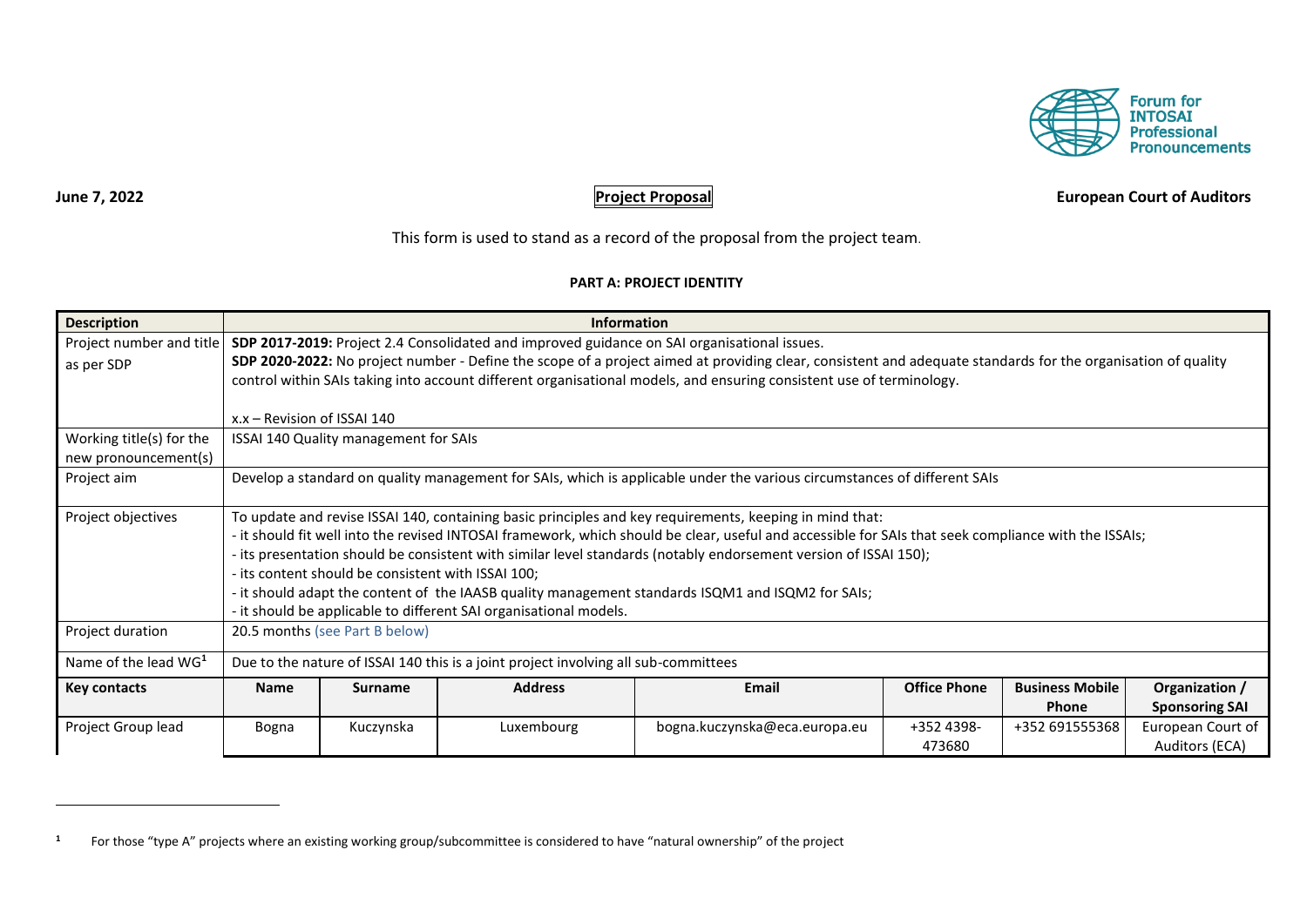Forum for INTOSAI Professional Pronouncements

**June 7, 2022** **Project Proposal** **European Court of Auditors**

This form is used to stand as a record of the proposal from the project team.

**PART A: PROJECT IDENTITY**

| **Description** | **Information** | | | | | | |
|---|---|---|---|---|---|---|---|
| Project number and title as per SDP | **SDP 2017-2019:** Project 2.4 Consolidated and improved guidance on SAI organisational issues.<br>**SDP 2020-2022:** No project number - Define the scope of a project aimed at providing clear, consistent and adequate standards for the organisation of quality control within SAIs taking into account different organisational models, and ensuring consistent use of terminology.<br><br>x.x – Revision of ISSAI 140 | | | | | | |
| Working title(s) for the new pronouncement(s) | ISSAI 140 Quality management for SAIs | | | | | | |
| Project aim | Develop a standard on quality management for SAIs, which is applicable under the various circumstances of different SAIs | | | | | | |
| Project objectives | To update and revise ISSAI 140, containing basic principles and key requirements, keeping in mind that:<br>- it should fit well into the revised INTOSAI framework, which should be clear, useful and accessible for SAIs that seek compliance with the ISSAIs;<br>- its presentation should be consistent with similar level standards (notably endorsement version of ISSAI 150);<br>- its content should be consistent with ISSAI 100;<br>- it should adapt the content of the IAASB quality management standards ISQM1 and ISQM2 for SAIs;<br>- it should be applicable to different SAI organisational models. | | | | | | |
| Project duration | 20.5 months (see Part B below) | | | | | | |
| Name of the lead WG[1] | Due to the nature of ISSAI 140 this is a joint project involving all sub-committees | | | | | | |
| **Key contacts** | **Name** | **Surname** | **Address** | **Email** | **Office Phone** | **Business Mobile Phone** | **Organization / Sponsoring SAI** |
| Project Group lead | Bogna | Kuczynska | Luxembourg | bogna.kuczynska@eca.europa.eu | +352 4398-473680 | +352 691555368 | European Court of Auditors (ECA) |

[1] For those "type A" projects where an existing working group/subcommittee is considered to have "natural ownership" of the project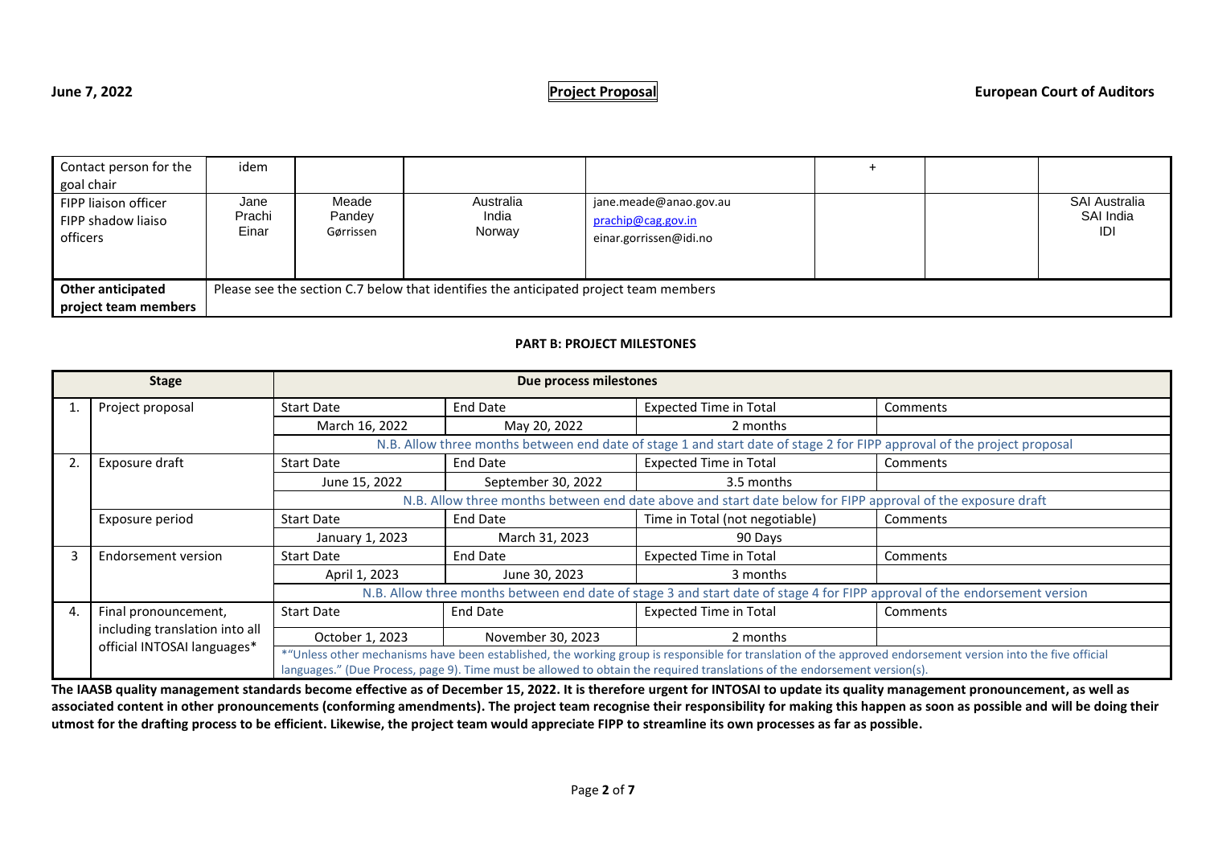June 7, 2022 **Project Proposal** **European Court of Auditors**

| Contact person for the goal chair | idem | | | | + | | |
|---|---|---|---|---|---|---|---|
| FIPP liaison officer<br>FIPP shadow liaiso officers | Jane<br>Prachi<br>Einar | Meade<br>Pandey<br>Gørrissen | Australia<br>India<br>Norway | jane.meade@anao.gov.au<br>prachip@cag.gov.in<br>einar.gorrissen@idi.no | | | SAI Australia<br>SAI India<br>IDI |
| **Other anticipated project team members** | Please see the section C.7 below that identifies the anticipated project team members | | | | | | |

**PART B: PROJECT MILESTONES**

| | **Stage** | **Due process milestones** | | | |
|---|---|---|---|---|---|
| 1. | Project proposal | Start Date | End Date | Expected Time in Total | Comments |
| | | March 16, 2022 | May 20, 2022 | 2 months | |
| | | N.B. Allow three months between end date of stage 1 and start date of stage 2 for FIPP approval of the project proposal | | | |
| 2. | Exposure draft | Start Date | End Date | Expected Time in Total | Comments |
| | | June 15, 2022 | September 30, 2022 | 3.5 months | |
| | | N.B. Allow three months between end date above and start date below for FIPP approval of the exposure draft | | | |
| | Exposure period | Start Date | End Date | Time in Total (not negotiable) | Comments |
| | | January 1, 2023 | March 31, 2023 | 90 Days | |
| 3 | Endorsement version | Start Date | End Date | Expected Time in Total | Comments |
| | | April 1, 2023 | June 30, 2023 | 3 months | |
| | | N.B. Allow three months between end date of stage 3 and start date of stage 4 for FIPP approval of the endorsement version | | | |
| 4. | Final pronouncement, including translation into all official INTOSAI languages* | Start Date | End Date | Expected Time in Total | Comments |
| | | October 1, 2023 | November 30, 2023 | 2 months | |
| | | *"Unless other mechanisms have been established, the working group is responsible for translation of the approved endorsement version into the five official languages." (Due Process, page 9). Time must be allowed to obtain the required translations of the endorsement version(s). | | | |

**The IAASB quality management standards become effective as of December 15, 2022. It is therefore urgent for INTOSAI to update its quality management pronouncement, as well as associated content in other pronouncements (conforming amendments). The project team recognise their responsibility for making this happen as soon as possible and will be doing their utmost for the drafting process to be efficient. Likewise, the project team would appreciate FIPP to streamline its own processes as far as possible.**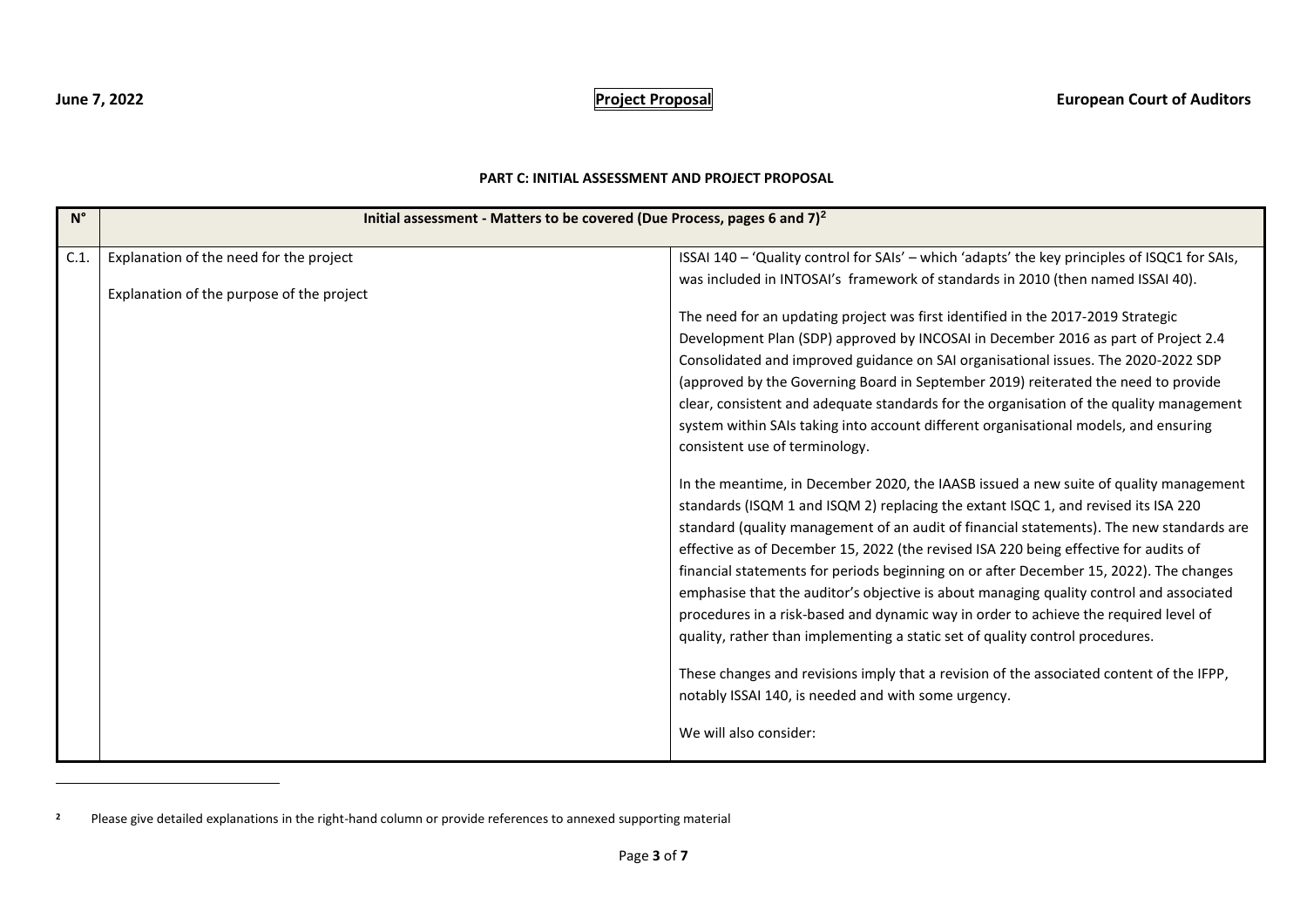**PART C: INITIAL ASSESSMENT AND PROJECT PROPOSAL**

| N° | Initial assessment - Matters to be covered (Due Process, pages 6 and 7)[2] | |
|---|---|---|
| C.1. | Explanation of the need for the project<br><br>Explanation of the purpose of the project | ISSAI 140 – 'Quality control for SAIs' – which 'adapts' the key principles of ISQC1 for SAIs, was included in INTOSAI's framework of standards in 2010 (then named ISSAI 40).<br><br>The need for an updating project was first identified in the 2017-2019 Strategic Development Plan (SDP) approved by INCOSAI in December 2016 as part of Project 2.4 Consolidated and improved guidance on SAI organisational issues. The 2020-2022 SDP (approved by the Governing Board in September 2019) reiterated the need to provide clear, consistent and adequate standards for the organisation of the quality management system within SAIs taking into account different organisational models, and ensuring consistent use of terminology.<br><br>In the meantime, in December 2020, the IAASB issued a new suite of quality management standards (ISQM 1 and ISQM 2) replacing the extant ISQC 1, and revised its ISA 220 standard (quality management of an audit of financial statements). The new standards are effective as of December 15, 2022 (the revised ISA 220 being effective for audits of financial statements for periods beginning on or after December 15, 2022). The changes emphasise that the auditor's objective is about managing quality control and associated procedures in a risk-based and dynamic way in order to achieve the required level of quality, rather than implementing a static set of quality control procedures.<br><br>These changes and revisions imply that a revision of the associated content of the IFPP, notably ISSAI 140, is needed and with some urgency.<br><br>We will also consider: |

[2] Please give detailed explanations in the right-hand column or provide references to annexed supporting material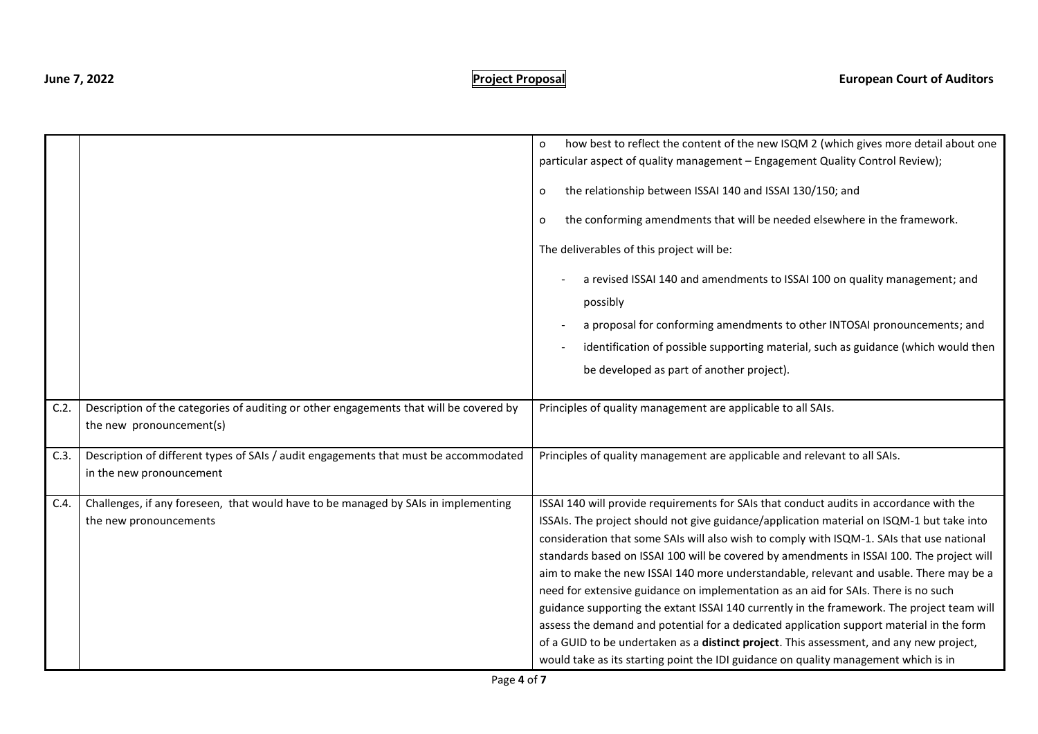| | | |
|---|---|---|
| | | o how best to reflect the content of the new ISQM 2 (which gives more detail about one particular aspect of quality management – Engagement Quality Control Review);<br><br>o the relationship between ISSAI 140 and ISSAI 130/150; and<br><br>o the conforming amendments that will be needed elsewhere in the framework.<br><br>The deliverables of this project will be:<br><br>- a revised ISSAI 140 and amendments to ISSAI 100 on quality management; and possibly<br>- a proposal for conforming amendments to other INTOSAI pronouncements; and<br>- identification of possible supporting material, such as guidance (which would then be developed as part of another project). |
| C.2. | Description of the categories of auditing or other engagements that will be covered by the new pronouncement(s) | Principles of quality management are applicable to all SAIs. |
| C.3. | Description of different types of SAIs / audit engagements that must be accommodated in the new pronouncement | Principles of quality management are applicable and relevant to all SAIs. |
| C.4. | Challenges, if any foreseen, that would have to be managed by SAIs in implementing the new pronouncements | ISSAI 140 will provide requirements for SAIs that conduct audits in accordance with the ISSAIs. The project should not give guidance/application material on ISQM-1 but take into consideration that some SAIs will also wish to comply with ISQM-1. SAIs that use national standards based on ISSAI 100 will be covered by amendments in ISSAI 100. The project will aim to make the new ISSAI 140 more understandable, relevant and usable. There may be a need for extensive guidance on implementation as an aid for SAIs. There is no such guidance supporting the extant ISSAI 140 currently in the framework. The project team will assess the demand and potential for a dedicated application support material in the form of a GUID to be undertaken as a **distinct project**. This assessment, and any new project, would take as its starting point the IDI guidance on quality management which is in |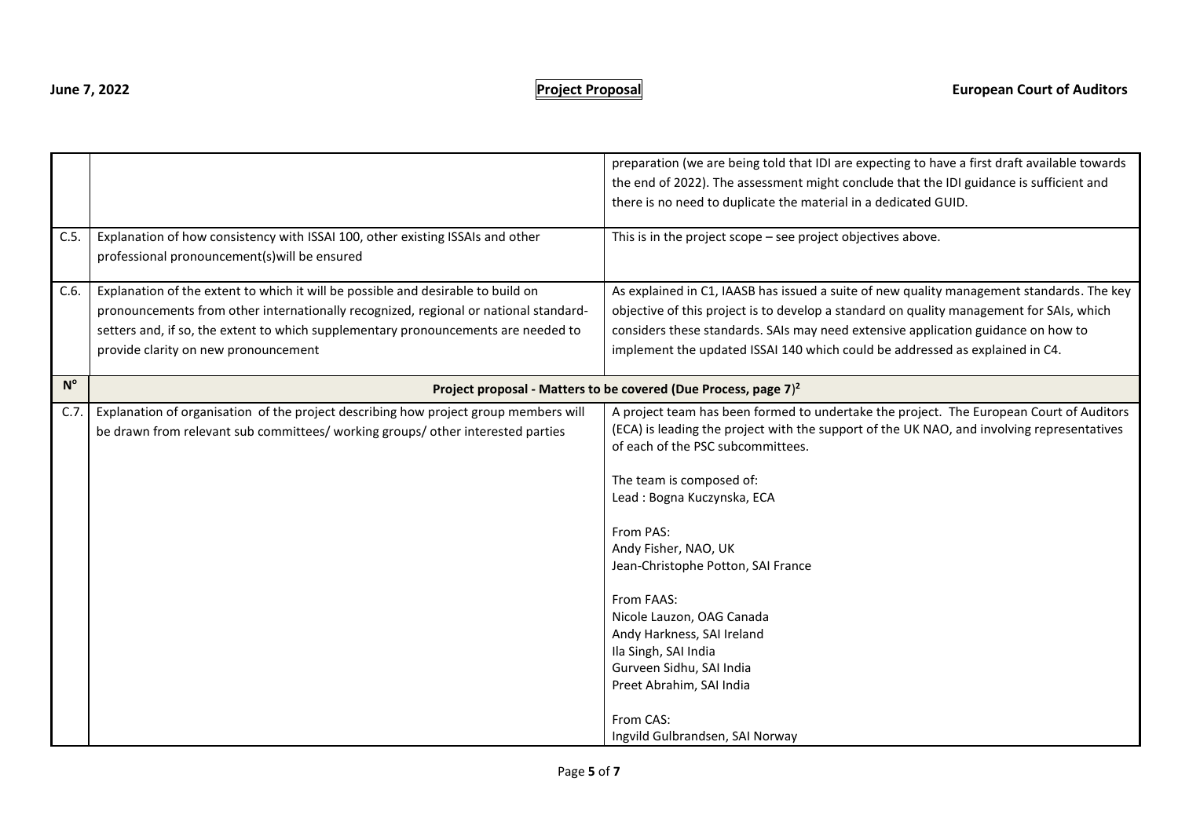| | | |
|---|---|---|
| | | preparation (we are being told that IDI are expecting to have a first draft available towards the end of 2022). The assessment might conclude that the IDI guidance is sufficient and there is no need to duplicate the material in a dedicated GUID. |
| C.5. | Explanation of how consistency with ISSAI 100, other existing ISSAIs and other professional pronouncement(s)will be ensured | This is in the project scope – see project objectives above. |
| C.6. | Explanation of the extent to which it will be possible and desirable to build on pronouncements from other internationally recognized, regional or national standard-setters and, if so, the extent to which supplementary pronouncements are needed to provide clarity on new pronouncement | As explained in C1, IAASB has issued a suite of new quality management standards. The key objective of this project is to develop a standard on quality management for SAIs, which considers these standards. SAIs may need extensive application guidance on how to implement the updated ISSAI 140 which could be addressed as explained in C4. |
| **N°** | **Project proposal - Matters to be covered (Due Process, page 7)[2]** | |
| C.7. | Explanation of organisation of the project describing how project group members will be drawn from relevant sub committees/ working groups/ other interested parties | A project team has been formed to undertake the project. The European Court of Auditors (ECA) is leading the project with the support of the UK NAO, and involving representatives of each of the PSC subcommittees.<br><br>The team is composed of:<br>Lead : Bogna Kuczynska, ECA<br><br>From PAS:<br>Andy Fisher, NAO, UK<br>Jean-Christophe Potton, SAI France<br><br>From FAAS:<br>Nicole Lauzon, OAG Canada<br>Andy Harkness, SAI Ireland<br>Ila Singh, SAI India<br>Gurveen Sidhu, SAI India<br>Preet Abrahim, SAI India<br><br>From CAS:<br>Ingvild Gulbrandsen, SAI Norway |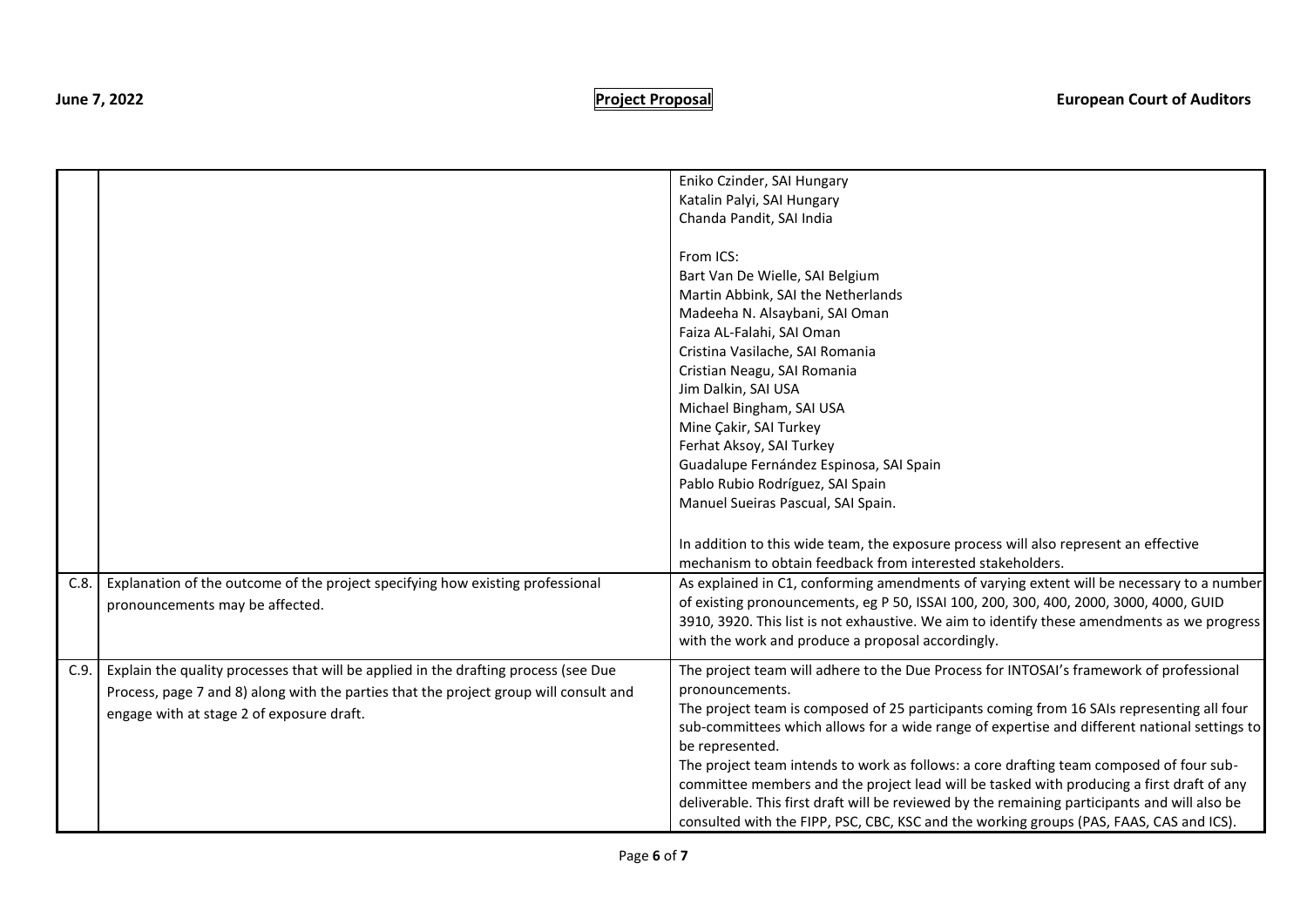| | | |
|---|---|---|
| | | Eniko Czinder, SAI Hungary<br>Katalin Palyi, SAI Hungary<br>Chanda Pandit, SAI India<br><br>From ICS:<br>Bart Van De Wielle, SAI Belgium<br>Martin Abbink, SAI the Netherlands<br>Madeeha N. Alsaybani, SAI Oman<br>Faiza AL-Falahi, SAI Oman<br>Cristina Vasilache, SAI Romania<br>Cristian Neagu, SAI Romania<br>Jim Dalkin, SAI USA<br>Michael Bingham, SAI USA<br>Mine Çakir, SAI Turkey<br>Ferhat Aksoy, SAI Turkey<br>Guadalupe Fernández Espinosa, SAI Spain<br>Pablo Rubio Rodríguez, SAI Spain<br>Manuel Sueiras Pascual, SAI Spain.<br><br>In addition to this wide team, the exposure process will also represent an effective mechanism to obtain feedback from interested stakeholders. |
| C.8. | Explanation of the outcome of the project specifying how existing professional pronouncements may be affected. | As explained in C1, conforming amendments of varying extent will be necessary to a number of existing pronouncements, eg P 50, ISSAI 100, 200, 300, 400, 2000, 3000, 4000, GUID 3910, 3920. This list is not exhaustive. We aim to identify these amendments as we progress with the work and produce a proposal accordingly. |
| C.9. | Explain the quality processes that will be applied in the drafting process (see Due Process, page 7 and 8) along with the parties that the project group will consult and engage with at stage 2 of exposure draft. | The project team will adhere to the Due Process for INTOSAI's framework of professional pronouncements.<br>The project team is composed of 25 participants coming from 16 SAIs representing all four sub-committees which allows for a wide range of expertise and different national settings to be represented.<br>The project team intends to work as follows: a core drafting team composed of four sub-committee members and the project lead will be tasked with producing a first draft of any deliverable. This first draft will be reviewed by the remaining participants and will also be consulted with the FIPP, PSC, CBC, KSC and the working groups (PAS, FAAS, CAS and ICS). |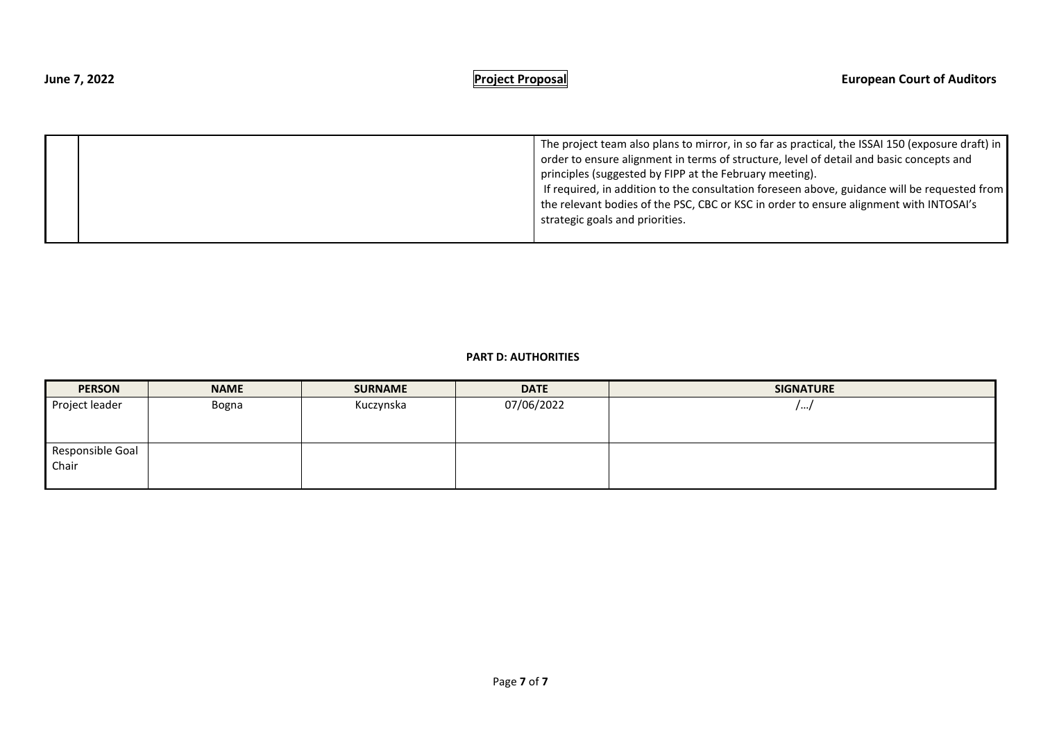| | | |
|---|---|---|
| | | The project team also plans to mirror, in so far as practical, the ISSAI 150 (exposure draft) in order to ensure alignment in terms of structure, level of detail and basic concepts and principles (suggested by FIPP at the February meeting).<br>If required, in addition to the consultation foreseen above, guidance will be requested from the relevant bodies of the PSC, CBC or KSC in order to ensure alignment with INTOSAI's strategic goals and priorities. |

**PART D: AUTHORITIES**

| PERSON | NAME | SURNAME | DATE | SIGNATURE |
|---|---|---|---|---|
| Project leader | Bogna | Kuczynska | 07/06/2022 | /…/ |
| Responsible Goal Chair | | | | |